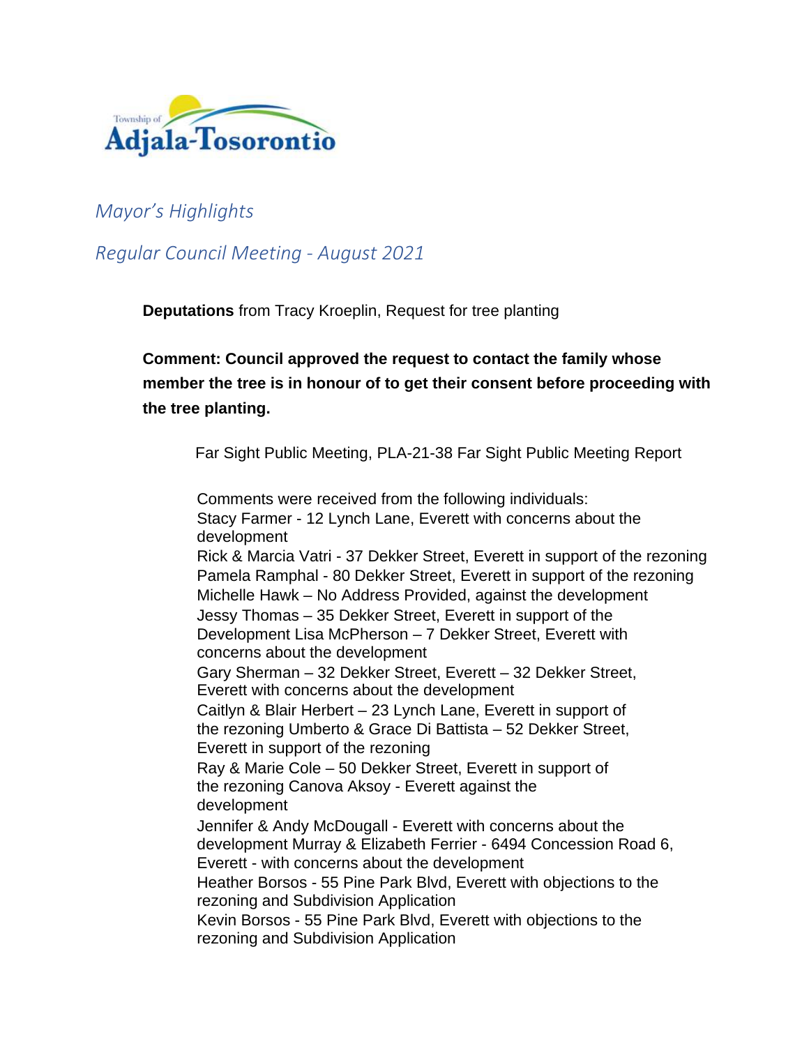Township of
Adjala-Tosorontio

*Mayor's Highlights*

*Regular Council Meeting - August 2021*

**Deputations** from Tracy Kroeplin, Request for tree planting

**Comment: Council approved the request to contact the family whose member the tree is in honour of to get their consent before proceeding with the tree planting.**

Far Sight Public Meeting, PLA-21-38 Far Sight Public Meeting Report

Comments were received from the following individuals:
Stacy Farmer - 12 Lynch Lane, Everett with concerns about the development
Rick & Marcia Vatri - 37 Dekker Street, Everett in support of the rezoning
Pamela Ramphal - 80 Dekker Street, Everett in support of the rezoning
Michelle Hawk – No Address Provided, against the development
Jessy Thomas – 35 Dekker Street, Everett in support of the Development Lisa McPherson – 7 Dekker Street, Everett with concerns about the development
Gary Sherman – 32 Dekker Street, Everett – 32 Dekker Street, Everett with concerns about the development
Caitlyn & Blair Herbert – 23 Lynch Lane, Everett in support of the rezoning Umberto & Grace Di Battista – 52 Dekker Street, Everett in support of the rezoning
Ray & Marie Cole – 50 Dekker Street, Everett in support of the rezoning Canova Aksoy - Everett against the development
Jennifer & Andy McDougall - Everett with concerns about the development Murray & Elizabeth Ferrier - 6494 Concession Road 6, Everett - with concerns about the development
Heather Borsos - 55 Pine Park Blvd, Everett with objections to the rezoning and Subdivision Application
Kevin Borsos - 55 Pine Park Blvd, Everett with objections to the rezoning and Subdivision Application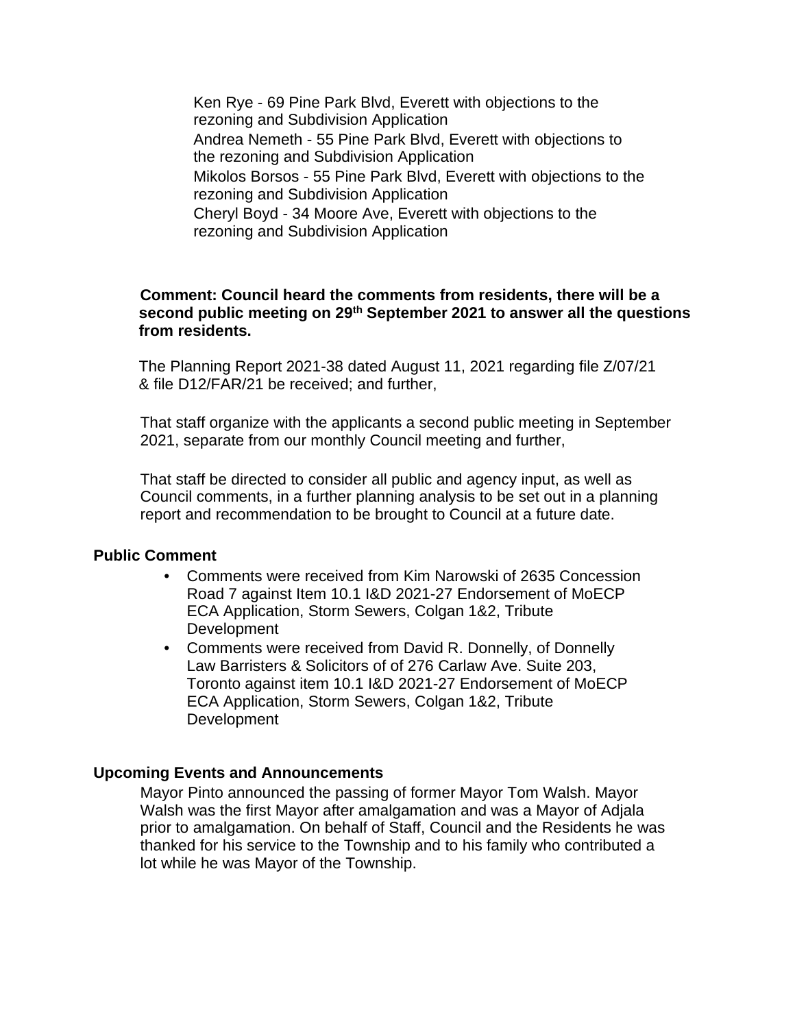Ken Rye - 69 Pine Park Blvd, Everett with objections to the rezoning and Subdivision Application
Andrea Nemeth - 55 Pine Park Blvd, Everett with objections to the rezoning and Subdivision Application
Mikolos Borsos - 55 Pine Park Blvd, Everett with objections to the rezoning and Subdivision Application
Cheryl Boyd - 34 Moore Ave, Everett with objections to the rezoning and Subdivision Application

**Comment: Council heard the comments from residents, there will be a second public meeting on 29th September 2021 to answer all the questions from residents.**

The Planning Report 2021-38 dated August 11, 2021 regarding file Z/07/21 & file D12/FAR/21 be received; and further,

That staff organize with the applicants a second public meeting in September 2021, separate from our monthly Council meeting and further,

That staff be directed to consider all public and agency input, as well as Council comments, in a further planning analysis to be set out in a planning report and recommendation to be brought to Council at a future date.

## Public Comment

- Comments were received from Kim Narowski of 2635 Concession Road 7 against Item 10.1 I&D 2021-27 Endorsement of MoECP ECA Application, Storm Sewers, Colgan 1&2, Tribute Development
- Comments were received from David R. Donnelly, of Donnelly Law Barristers & Solicitors of of 276 Carlaw Ave. Suite 203, Toronto against item 10.1 I&D 2021-27 Endorsement of MoECP ECA Application, Storm Sewers, Colgan 1&2, Tribute Development

## Upcoming Events and Announcements

Mayor Pinto announced the passing of former Mayor Tom Walsh. Mayor Walsh was the first Mayor after amalgamation and was a Mayor of Adjala prior to amalgamation. On behalf of Staff, Council and the Residents he was thanked for his service to the Township and to his family who contributed a lot while he was Mayor of the Township.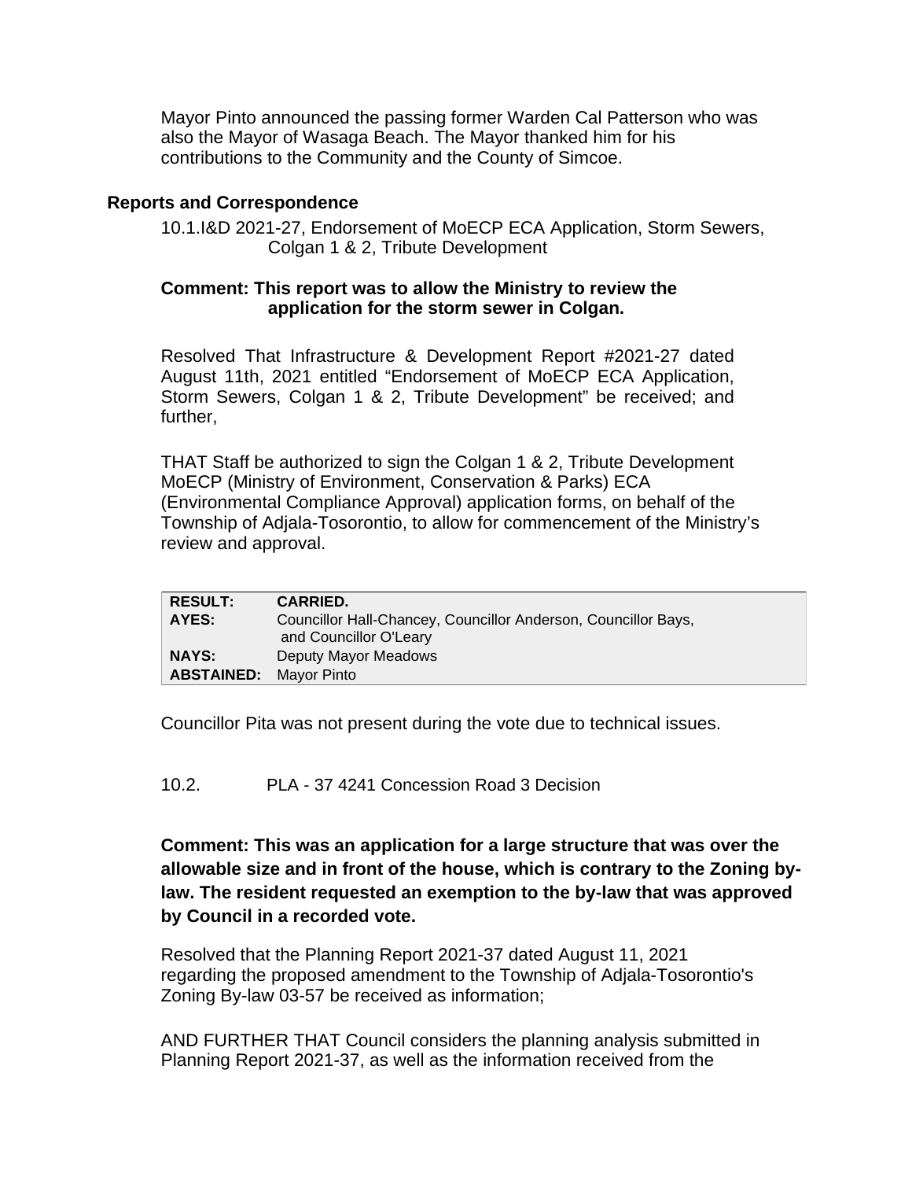Mayor Pinto announced the passing former Warden Cal Patterson who was also the Mayor of Wasaga Beach. The Mayor thanked him for his contributions to the Community and the County of Simcoe.

## Reports and Correspondence

10.1.I&D 2021-27, Endorsement of MoECP ECA Application, Storm Sewers, Colgan 1 & 2, Tribute Development

**Comment: This report was to allow the Ministry to review the application for the storm sewer in Colgan.**

Resolved That Infrastructure & Development Report #2021-27 dated August 11th, 2021 entitled "Endorsement of MoECP ECA Application, Storm Sewers, Colgan 1 & 2, Tribute Development" be received; and further,

THAT Staff be authorized to sign the Colgan 1 & 2, Tribute Development MoECP (Ministry of Environment, Conservation & Parks) ECA (Environmental Compliance Approval) application forms, on behalf of the Township of Adjala-Tosorontio, to allow for commencement of the Ministry's review and approval.

| **RESULT:** | **CARRIED.** |
|---|---|
| **AYES:** | Councillor Hall-Chancey, Councillor Anderson, Councillor Bays, and Councillor O'Leary |
| **NAYS:** | Deputy Mayor Meadows |
| **ABSTAINED:** | Mayor Pinto |

Councillor Pita was not present during the vote due to technical issues.

10.2. PLA - 37 4241 Concession Road 3 Decision

**Comment: This was an application for a large structure that was over the allowable size and in front of the house, which is contrary to the Zoning by-law. The resident requested an exemption to the by-law that was approved by Council in a recorded vote.**

Resolved that the Planning Report 2021-37 dated August 11, 2021 regarding the proposed amendment to the Township of Adjala-Tosorontio's Zoning By-law 03-57 be received as information;

AND FURTHER THAT Council considers the planning analysis submitted in Planning Report 2021-37, as well as the information received from the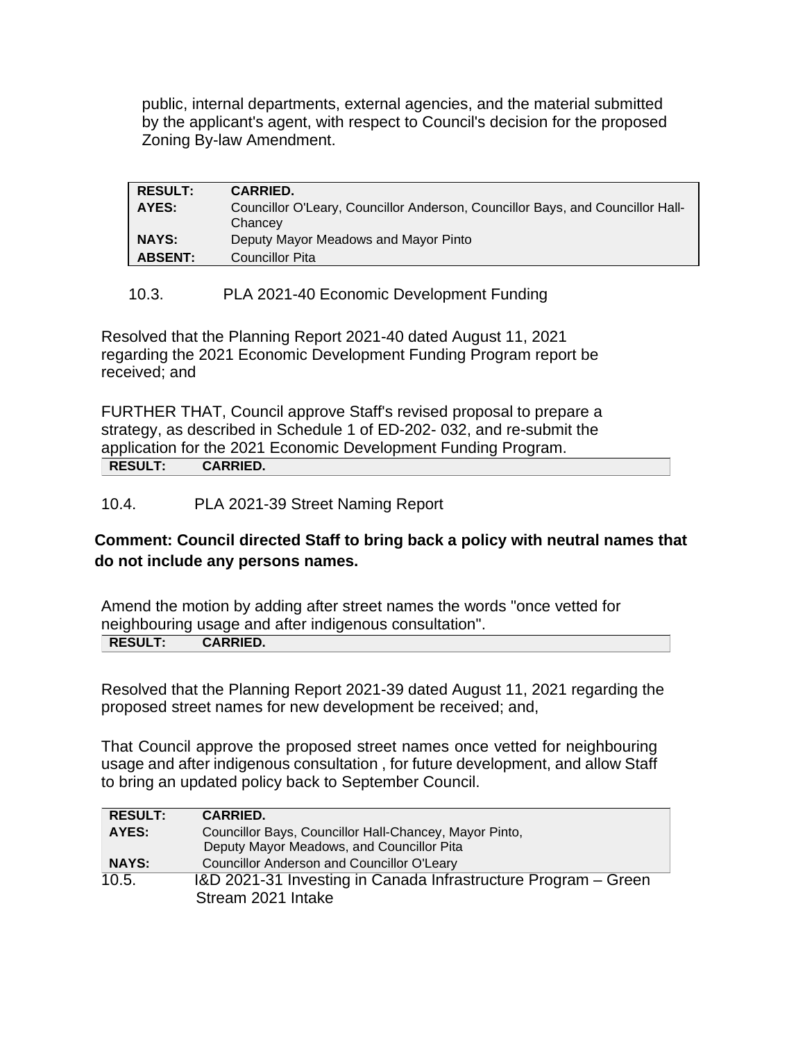public, internal departments, external agencies, and the material submitted by the applicant's agent, with respect to Council's decision for the proposed Zoning By-law Amendment.

| **RESULT:** | **CARRIED.** |
|---|---|
| **AYES:** | Councillor O'Leary, Councillor Anderson, Councillor Bays, and Councillor Hall-Chancey |
| **NAYS:** | Deputy Mayor Meadows and Mayor Pinto |
| **ABSENT:** | Councillor Pita |

10.3. PLA 2021-40 Economic Development Funding

Resolved that the Planning Report 2021-40 dated August 11, 2021 regarding the 2021 Economic Development Funding Program report be received; and

FURTHER THAT, Council approve Staff's revised proposal to prepare a strategy, as described in Schedule 1 of ED-202- 032, and re-submit the application for the 2021 Economic Development Funding Program.

| **RESULT:** | **CARRIED.** |
|---|---|

10.4. PLA 2021-39 Street Naming Report

**Comment: Council directed Staff to bring back a policy with neutral names that do not include any persons names.**

Amend the motion by adding after street names the words "once vetted for neighbouring usage and after indigenous consultation".

| **RESULT:** | **CARRIED.** |
|---|---|

Resolved that the Planning Report 2021-39 dated August 11, 2021 regarding the proposed street names for new development be received; and,

That Council approve the proposed street names once vetted for neighbouring usage and after indigenous consultation , for future development, and allow Staff to bring an updated policy back to September Council.

| **RESULT:** | **CARRIED.** |
|---|---|
| **AYES:** | Councillor Bays, Councillor Hall-Chancey, Mayor Pinto, Deputy Mayor Meadows, and Councillor Pita |
| **NAYS:** | Councillor Anderson and Councillor O'Leary |

10.5. I&D 2021-31 Investing in Canada Infrastructure Program – Green Stream 2021 Intake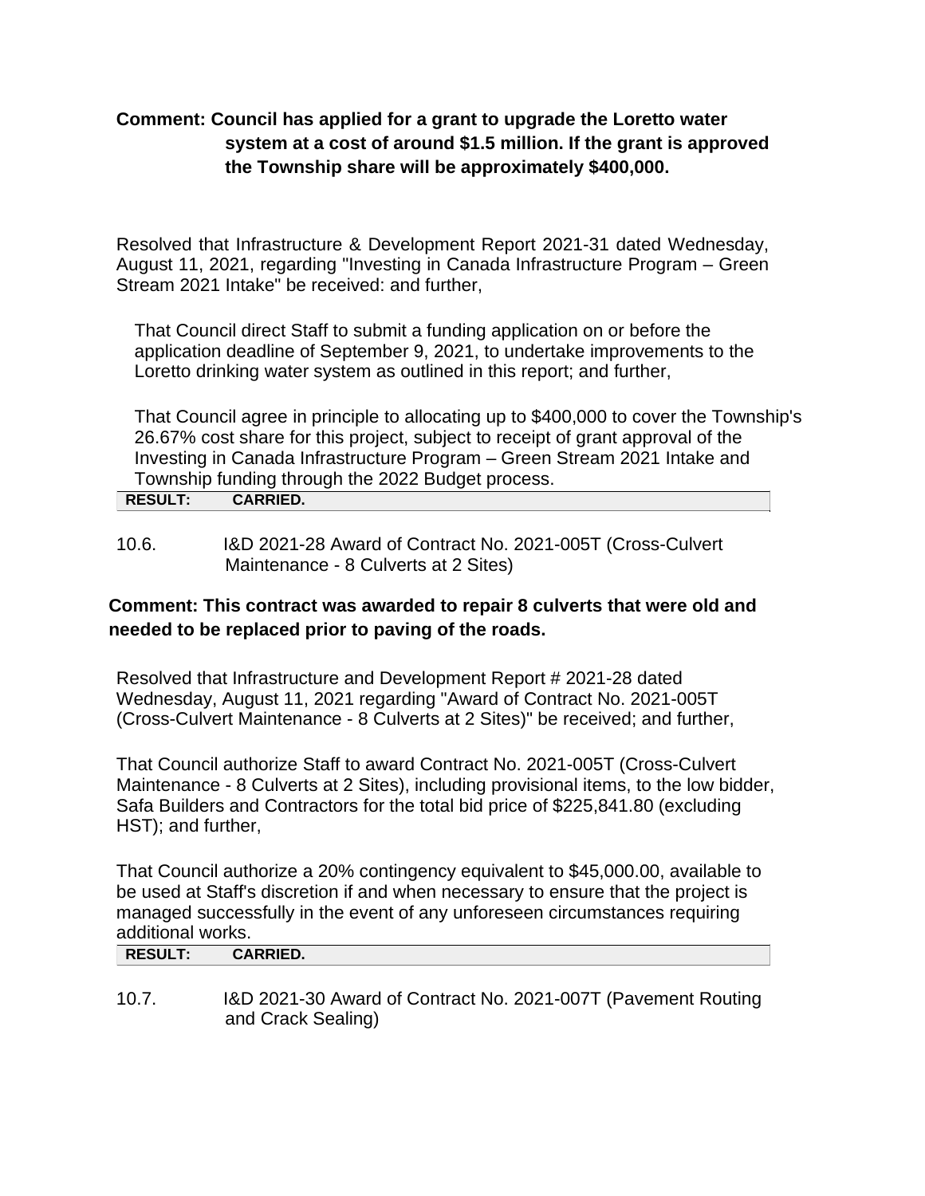**Comment: Council has applied for a grant to upgrade the Loretto water system at a cost of around $1.5 million. If the grant is approved the Township share will be approximately $400,000.**

Resolved that Infrastructure & Development Report 2021-31 dated Wednesday, August 11, 2021, regarding "Investing in Canada Infrastructure Program – Green Stream 2021 Intake" be received: and further,

That Council direct Staff to submit a funding application on or before the application deadline of September 9, 2021, to undertake improvements to the Loretto drinking water system as outlined in this report; and further,

That Council agree in principle to allocating up to $400,000 to cover the Township's 26.67% cost share for this project, subject to receipt of grant approval of the Investing in Canada Infrastructure Program – Green Stream 2021 Intake and Township funding through the 2022 Budget process.

| RESULT: | CARRIED. |
|---|---|

10.6. I&D 2021-28 Award of Contract No. 2021-005T (Cross-Culvert Maintenance - 8 Culverts at 2 Sites)

**Comment: This contract was awarded to repair 8 culverts that were old and needed to be replaced prior to paving of the roads.**

Resolved that Infrastructure and Development Report # 2021-28 dated Wednesday, August 11, 2021 regarding "Award of Contract No. 2021-005T (Cross-Culvert Maintenance - 8 Culverts at 2 Sites)" be received; and further,

That Council authorize Staff to award Contract No. 2021-005T (Cross-Culvert Maintenance - 8 Culverts at 2 Sites), including provisional items, to the low bidder, Safa Builders and Contractors for the total bid price of $225,841.80 (excluding HST); and further,

That Council authorize a 20% contingency equivalent to $45,000.00, available to be used at Staff's discretion if and when necessary to ensure that the project is managed successfully in the event of any unforeseen circumstances requiring additional works.

| RESULT: | CARRIED. |
|---|---|

10.7. I&D 2021-30 Award of Contract No. 2021-007T (Pavement Routing and Crack Sealing)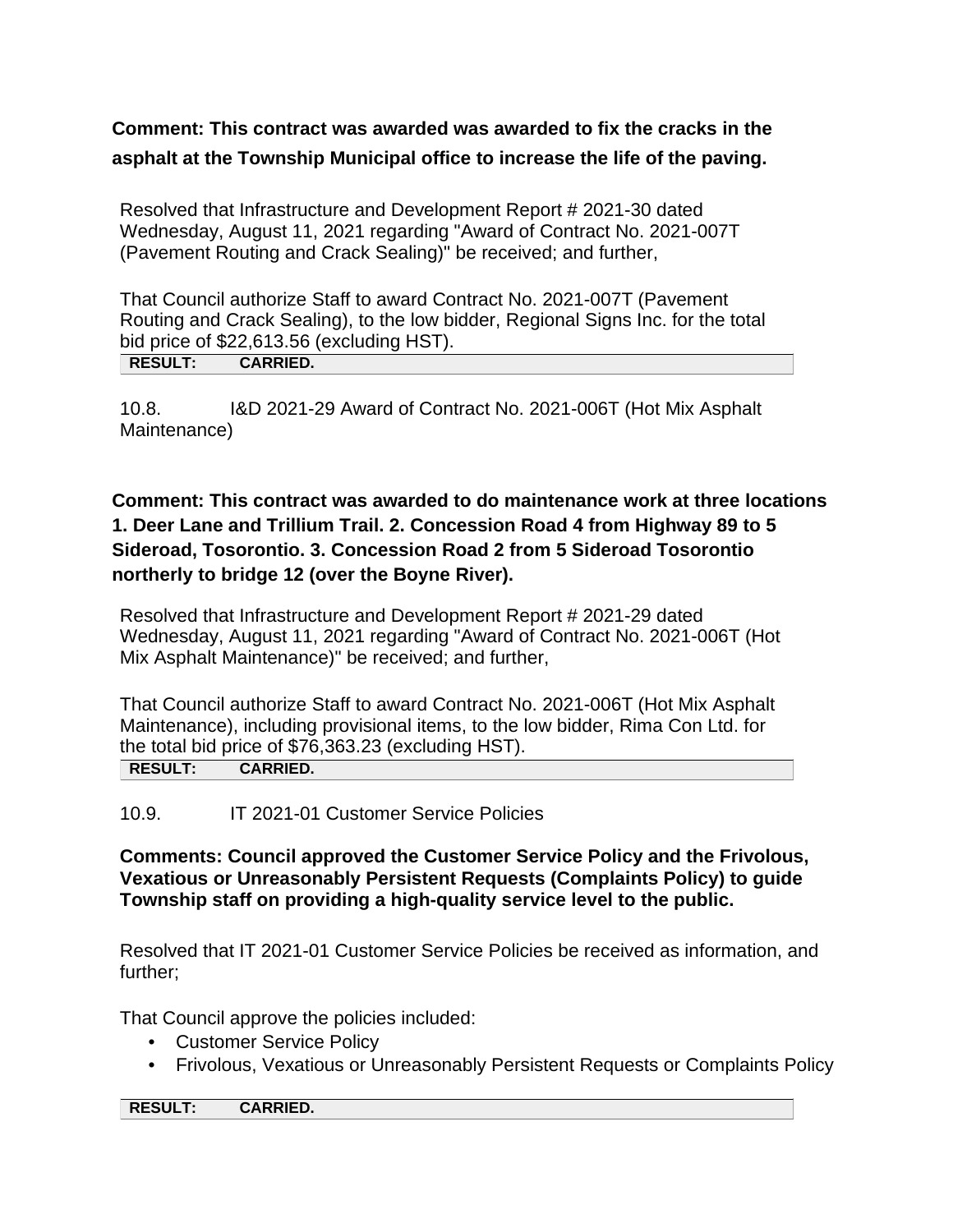**Comment: This contract was awarded was awarded to fix the cracks in the asphalt at the Township Municipal office to increase the life of the paving.**

Resolved that Infrastructure and Development Report # 2021-30 dated Wednesday, August 11, 2021 regarding "Award of Contract No. 2021-007T (Pavement Routing and Crack Sealing)" be received; and further,

That Council authorize Staff to award Contract No. 2021-007T (Pavement Routing and Crack Sealing), to the low bidder, Regional Signs Inc. for the total bid price of $22,613.56 (excluding HST).

| RESULT: | CARRIED. |
|---|---|

10.8. I&D 2021-29 Award of Contract No. 2021-006T (Hot Mix Asphalt Maintenance)

**Comment: This contract was awarded to do maintenance work at three locations 1. Deer Lane and Trillium Trail. 2. Concession Road 4 from Highway 89 to 5 Sideroad, Tosorontio. 3. Concession Road 2 from 5 Sideroad Tosorontio northerly to bridge 12 (over the Boyne River).**

Resolved that Infrastructure and Development Report # 2021-29 dated Wednesday, August 11, 2021 regarding "Award of Contract No. 2021-006T (Hot Mix Asphalt Maintenance)" be received; and further,

That Council authorize Staff to award Contract No. 2021-006T (Hot Mix Asphalt Maintenance), including provisional items, to the low bidder, Rima Con Ltd. for the total bid price of $76,363.23 (excluding HST).

| RESULT: | CARRIED. |
|---|---|

10.9. IT 2021-01 Customer Service Policies

**Comments: Council approved the Customer Service Policy and the Frivolous, Vexatious or Unreasonably Persistent Requests (Complaints Policy) to guide Township staff on providing a high-quality service level to the public.**

Resolved that IT 2021-01 Customer Service Policies be received as information, and further;

That Council approve the policies included:

- Customer Service Policy
- Frivolous, Vexatious or Unreasonably Persistent Requests or Complaints Policy

| RESULT: | CARRIED. |
|---|---|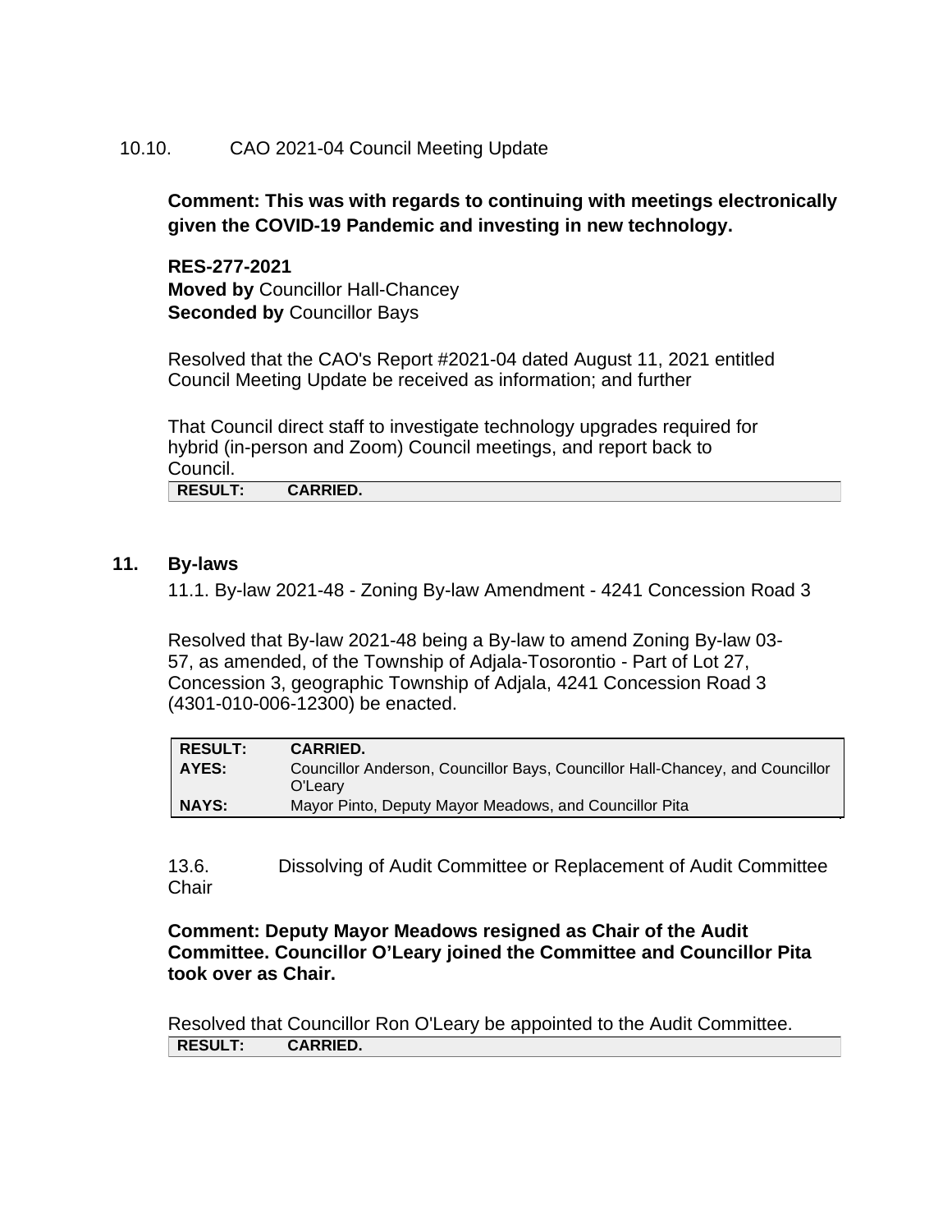10.10. CAO 2021-04 Council Meeting Update

**Comment: This was with regards to continuing with meetings electronically given the COVID-19 Pandemic and investing in new technology.**

**RES-277-2021**
**Moved by** Councillor Hall-Chancey
**Seconded by** Councillor Bays

Resolved that the CAO's Report #2021-04 dated August 11, 2021 entitled Council Meeting Update be received as information; and further

That Council direct staff to investigate technology upgrades required for hybrid (in-person and Zoom) Council meetings, and report back to Council.

| | |
|---|---|
| **RESULT:** | **CARRIED.** |

## 11. By-laws

11.1. By-law 2021-48 - Zoning By-law Amendment - 4241 Concession Road 3

Resolved that By-law 2021-48 being a By-law to amend Zoning By-law 03-57, as amended, of the Township of Adjala-Tosorontio - Part of Lot 27, Concession 3, geographic Township of Adjala, 4241 Concession Road 3 (4301-010-006-12300) be enacted.

| | |
|---|---|
| **RESULT:** | **CARRIED.** |
| **AYES:** | Councillor Anderson, Councillor Bays, Councillor Hall-Chancey, and Councillor O'Leary |
| **NAYS:** | Mayor Pinto, Deputy Mayor Meadows, and Councillor Pita |

13.6. Dissolving of Audit Committee or Replacement of Audit Committee Chair

**Comment: Deputy Mayor Meadows resigned as Chair of the Audit Committee. Councillor O'Leary joined the Committee and Councillor Pita took over as Chair.**

Resolved that Councillor Ron O'Leary be appointed to the Audit Committee.

| | |
|---|---|
| **RESULT:** | **CARRIED.** |